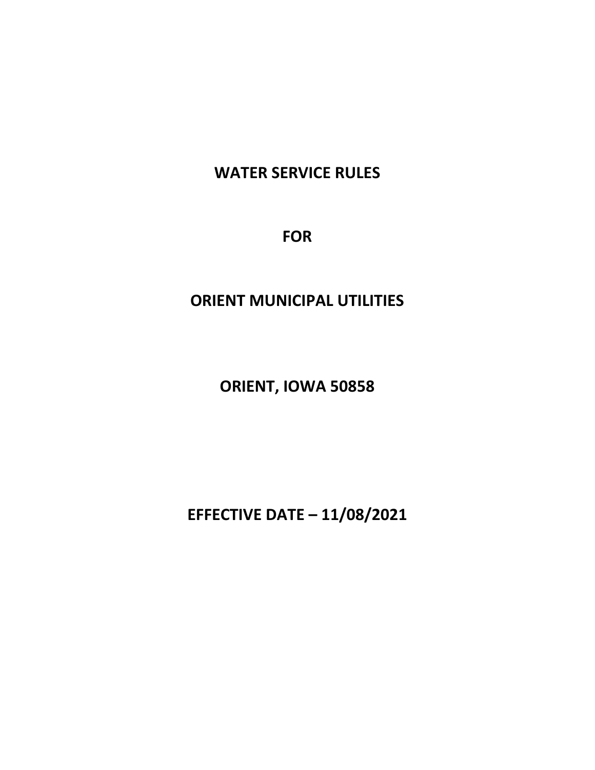# WATER SERVICE RULES

# FOR

# ORIENT MUNICIPAL UTILITIES

# ORIENT, IOWA 50858

# EFFECTIVE DATE – 11/08/2021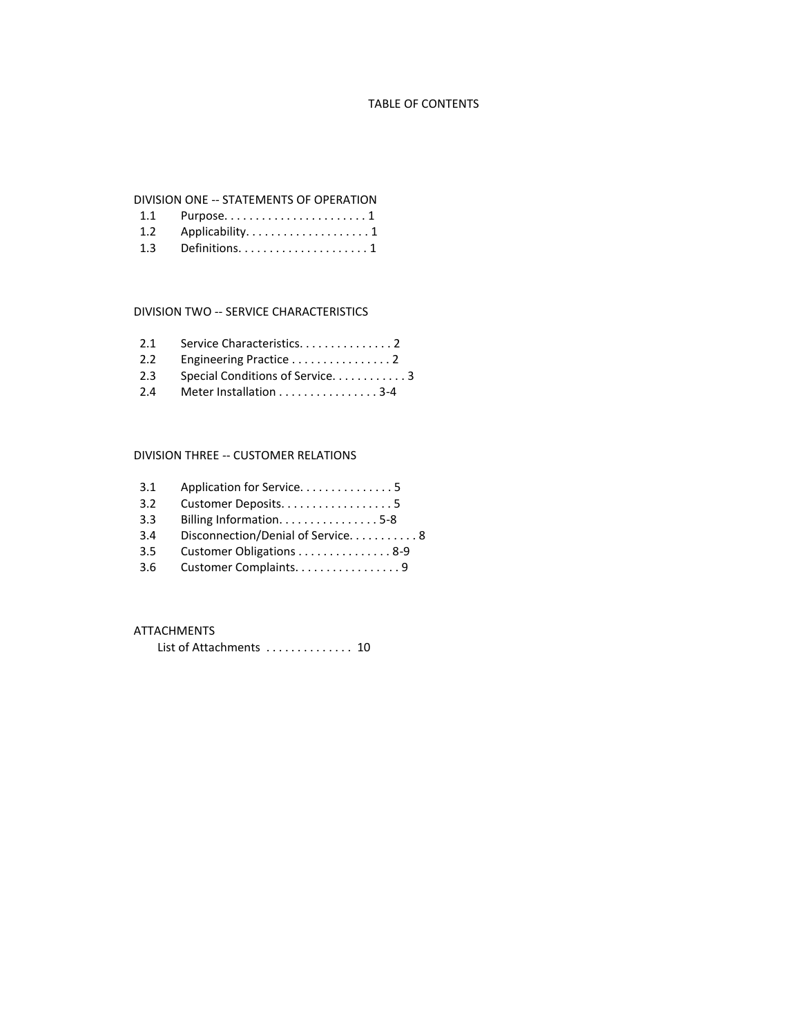# TABLE OF CONTENTS

## DIVISION ONE -- STATEMENTS OF OPERATION

1.1 Purpose. . . . . . . . . . . . . . . . . . . . . . . 1
1.2 Applicability. . . . . . . . . . . . . . . . . . . . 1
1.3 Definitions. . . . . . . . . . . . . . . . . . . . . 1

## DIVISION TWO -- SERVICE CHARACTERISTICS

2.1 Service Characteristics. . . . . . . . . . . . . . . 2
2.2 Engineering Practice . . . . . . . . . . . . . . . . 2
2.3 Special Conditions of Service. . . . . . . . . . . . 3
2.4 Meter Installation . . . . . . . . . . . . . . . . 3-4

## DIVISION THREE -- CUSTOMER RELATIONS

3.1 Application for Service. . . . . . . . . . . . . . . 5
3.2 Customer Deposits. . . . . . . . . . . . . . . . . . 5
3.3 Billing Information. . . . . . . . . . . . . . . . 5-8
3.4 Disconnection/Denial of Service. . . . . . . . . . . 8
3.5 Customer Obligations . . . . . . . . . . . . . . . 8-9
3.6 Customer Complaints. . . . . . . . . . . . . . . . . 9

## ATTACHMENTS

List of Attachments . . . . . . . . . . . . . 10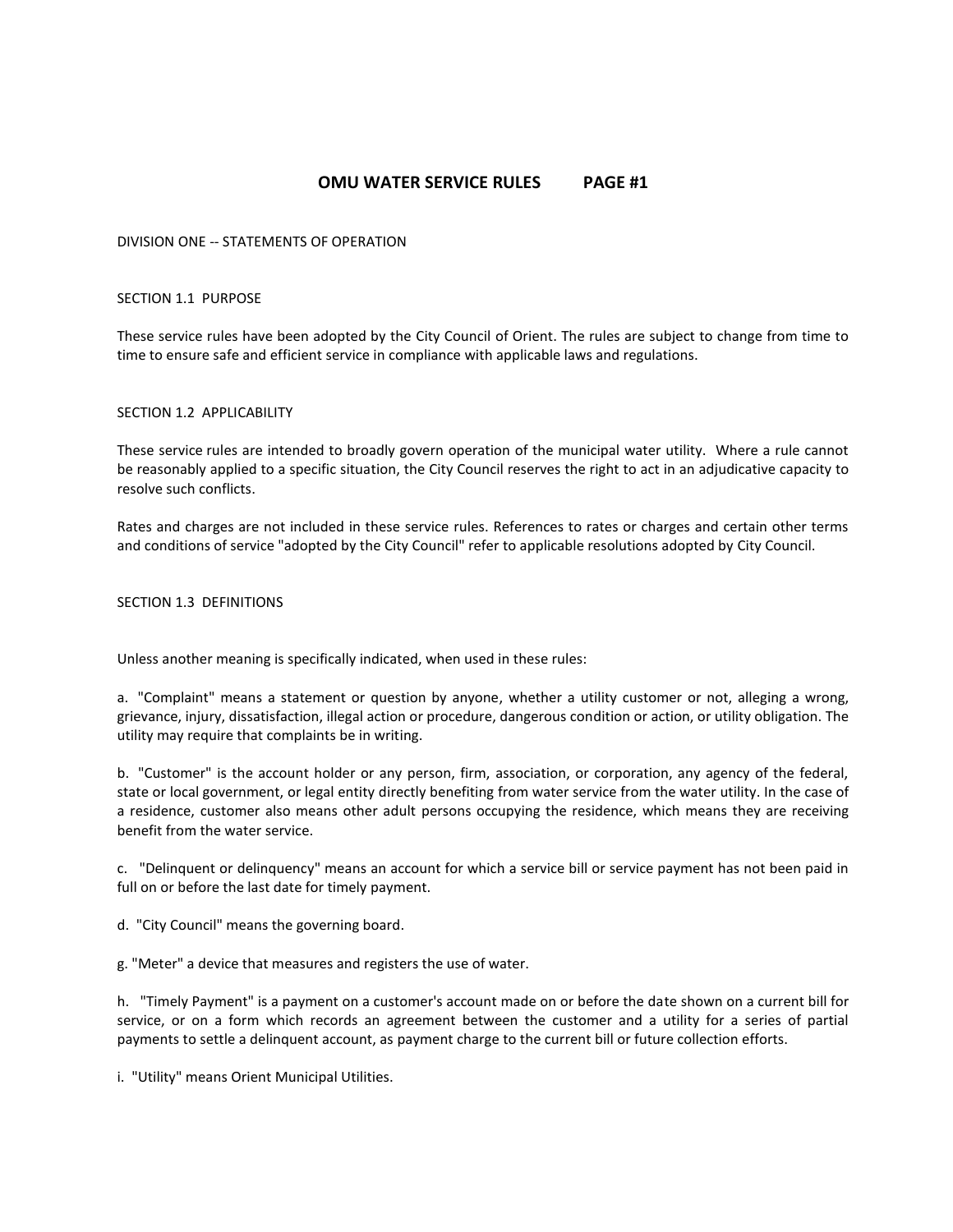# OMU WATER SERVICE RULES PAGE #1

DIVISION ONE -- STATEMENTS OF OPERATION

## SECTION 1.1 PURPOSE

These service rules have been adopted by the City Council of Orient. The rules are subject to change from time to time to ensure safe and efficient service in compliance with applicable laws and regulations.

## SECTION 1.2 APPLICABILITY

These service rules are intended to broadly govern operation of the municipal water utility. Where a rule cannot be reasonably applied to a specific situation, the City Council reserves the right to act in an adjudicative capacity to resolve such conflicts.

Rates and charges are not included in these service rules. References to rates or charges and certain other terms and conditions of service "adopted by the City Council" refer to applicable resolutions adopted by City Council.

## SECTION 1.3 DEFINITIONS

Unless another meaning is specifically indicated, when used in these rules:

a. "Complaint" means a statement or question by anyone, whether a utility customer or not, alleging a wrong, grievance, injury, dissatisfaction, illegal action or procedure, dangerous condition or action, or utility obligation. The utility may require that complaints be in writing.

b. "Customer" is the account holder or any person, firm, association, or corporation, any agency of the federal, state or local government, or legal entity directly benefiting from water service from the water utility. In the case of a residence, customer also means other adult persons occupying the residence, which means they are receiving benefit from the water service.

c. "Delinquent or delinquency" means an account for which a service bill or service payment has not been paid in full on or before the last date for timely payment.

d. "City Council" means the governing board.

g. "Meter" a device that measures and registers the use of water.

h. "Timely Payment" is a payment on a customer's account made on or before the date shown on a current bill for service, or on a form which records an agreement between the customer and a utility for a series of partial payments to settle a delinquent account, as payment charge to the current bill or future collection efforts.

i. "Utility" means Orient Municipal Utilities.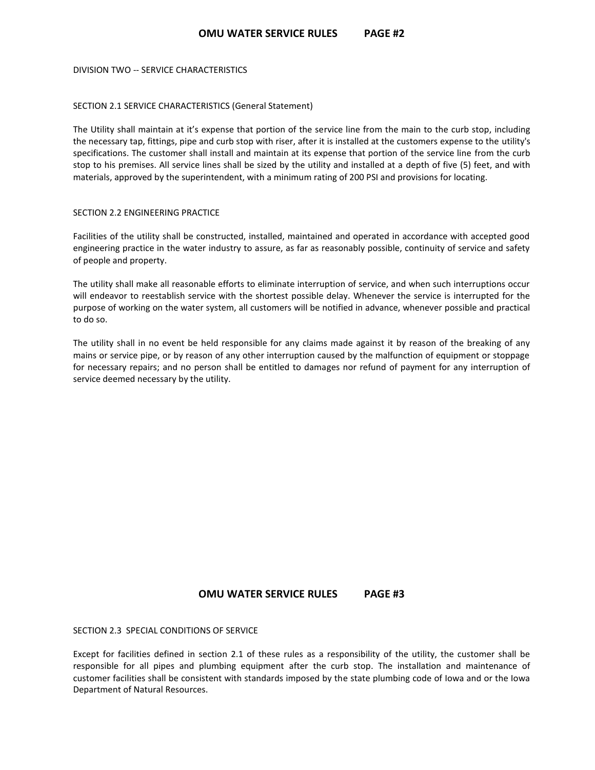## DIVISION TWO -- SERVICE CHARACTERISTICS

### SECTION 2.1 SERVICE CHARACTERISTICS (General Statement)

The Utility shall maintain at it's expense that portion of the service line from the main to the curb stop, including the necessary tap, fittings, pipe and curb stop with riser, after it is installed at the customers expense to the utility's specifications. The customer shall install and maintain at its expense that portion of the service line from the curb stop to his premises. All service lines shall be sized by the utility and installed at a depth of five (5) feet, and with materials, approved by the superintendent, with a minimum rating of 200 PSI and provisions for locating.

### SECTION 2.2 ENGINEERING PRACTICE

Facilities of the utility shall be constructed, installed, maintained and operated in accordance with accepted good engineering practice in the water industry to assure, as far as reasonably possible, continuity of service and safety of people and property.

The utility shall make all reasonable efforts to eliminate interruption of service, and when such interruptions occur will endeavor to reestablish service with the shortest possible delay. Whenever the service is interrupted for the purpose of working on the water system, all customers will be notified in advance, whenever possible and practical to do so.

The utility shall in no event be held responsible for any claims made against it by reason of the breaking of any mains or service pipe, or by reason of any other interruption caused by the malfunction of equipment or stoppage for necessary repairs; and no person shall be entitled to damages nor refund of payment for any interruption of service deemed necessary by the utility.

### SECTION 2.3 SPECIAL CONDITIONS OF SERVICE

Except for facilities defined in section 2.1 of these rules as a responsibility of the utility, the customer shall be responsible for all pipes and plumbing equipment after the curb stop. The installation and maintenance of customer facilities shall be consistent with standards imposed by the state plumbing code of Iowa and or the Iowa Department of Natural Resources.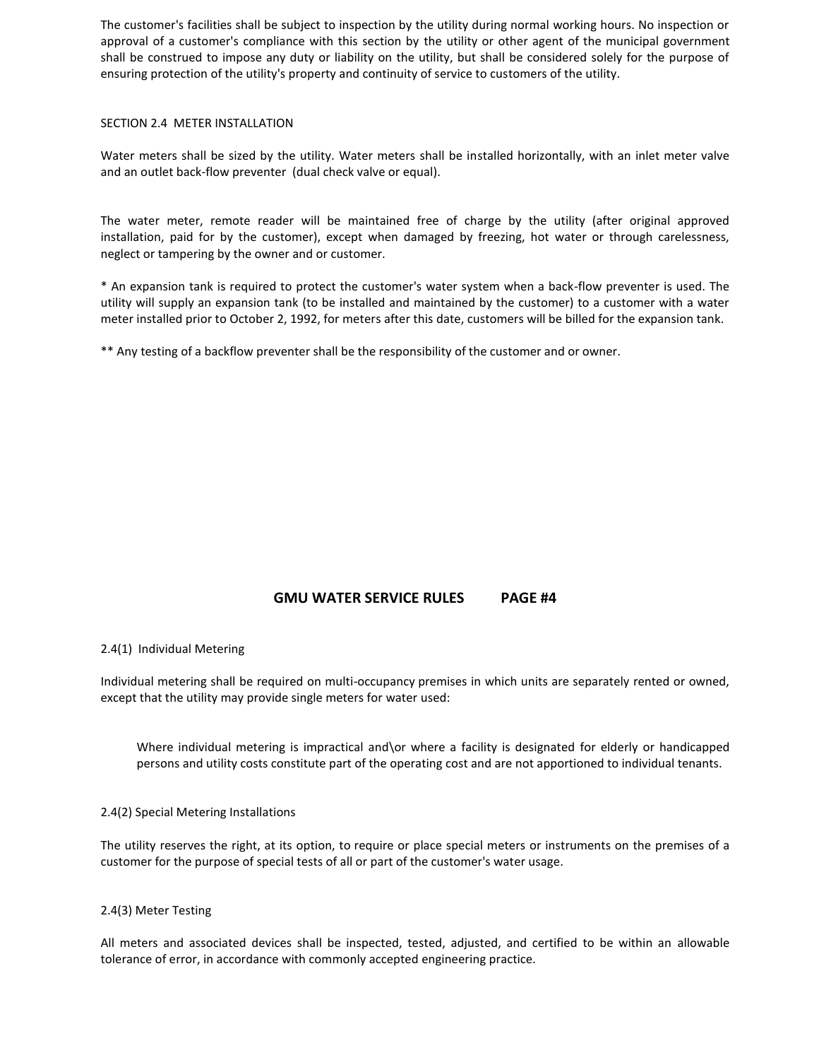The customer's facilities shall be subject to inspection by the utility during normal working hours. No inspection or approval of a customer's compliance with this section by the utility or other agent of the municipal government shall be construed to impose any duty or liability on the utility, but shall be considered solely for the purpose of ensuring protection of the utility's property and continuity of service to customers of the utility.

SECTION 2.4 METER INSTALLATION

Water meters shall be sized by the utility. Water meters shall be installed horizontally, with an inlet meter valve and an outlet back-flow preventer (dual check valve or equal).

The water meter, remote reader will be maintained free of charge by the utility (after original approved installation, paid for by the customer), except when damaged by freezing, hot water or through carelessness, neglect or tampering by the owner and or customer.

* An expansion tank is required to protect the customer's water system when a back-flow preventer is used. The utility will supply an expansion tank (to be installed and maintained by the customer) to a customer with a water meter installed prior to October 2, 1992, for meters after this date, customers will be billed for the expansion tank.

** Any testing of a backflow preventer shall be the responsibility of the customer and or owner.

2.4(1) Individual Metering

Individual metering shall be required on multi-occupancy premises in which units are separately rented or owned, except that the utility may provide single meters for water used:

> Where individual metering is impractical and\or where a facility is designated for elderly or handicapped persons and utility costs constitute part of the operating cost and are not apportioned to individual tenants.

2.4(2) Special Metering Installations

The utility reserves the right, at its option, to require or place special meters or instruments on the premises of a customer for the purpose of special tests of all or part of the customer's water usage.

2.4(3) Meter Testing

All meters and associated devices shall be inspected, tested, adjusted, and certified to be within an allowable tolerance of error, in accordance with commonly accepted engineering practice.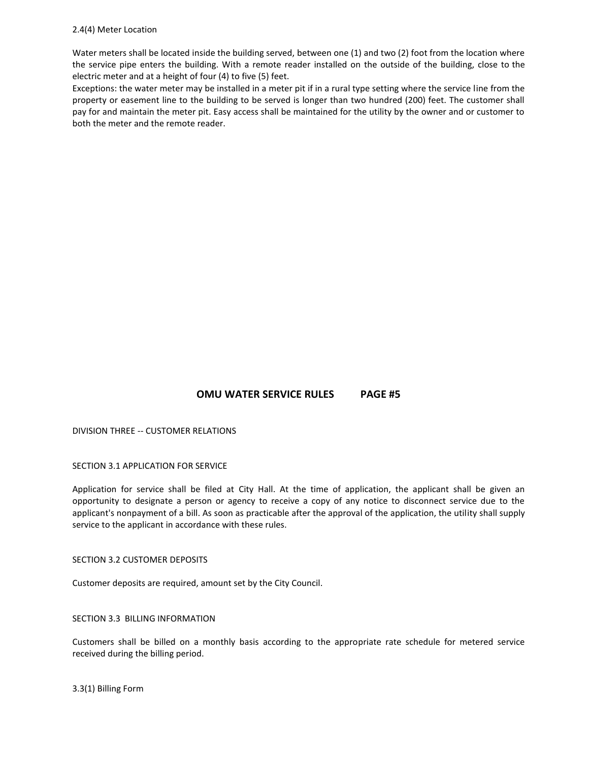2.4(4) Meter Location

Water meters shall be located inside the building served, between one (1) and two (2) foot from the location where the service pipe enters the building. With a remote reader installed on the outside of the building, close to the electric meter and at a height of four (4) to five (5) feet.

Exceptions: the water meter may be installed in a meter pit if in a rural type setting where the service line from the property or easement line to the building to be served is longer than two hundred (200) feet. The customer shall pay for and maintain the meter pit. Easy access shall be maintained for the utility by the owner and or customer to both the meter and the remote reader.

## DIVISION THREE -- CUSTOMER RELATIONS

### SECTION 3.1 APPLICATION FOR SERVICE

Application for service shall be filed at City Hall. At the time of application, the applicant shall be given an opportunity to designate a person or agency to receive a copy of any notice to disconnect service due to the applicant's nonpayment of a bill. As soon as practicable after the approval of the application, the utility shall supply service to the applicant in accordance with these rules.

### SECTION 3.2 CUSTOMER DEPOSITS

Customer deposits are required, amount set by the City Council.

### SECTION 3.3 BILLING INFORMATION

Customers shall be billed on a monthly basis according to the appropriate rate schedule for metered service received during the billing period.

3.3(1) Billing Form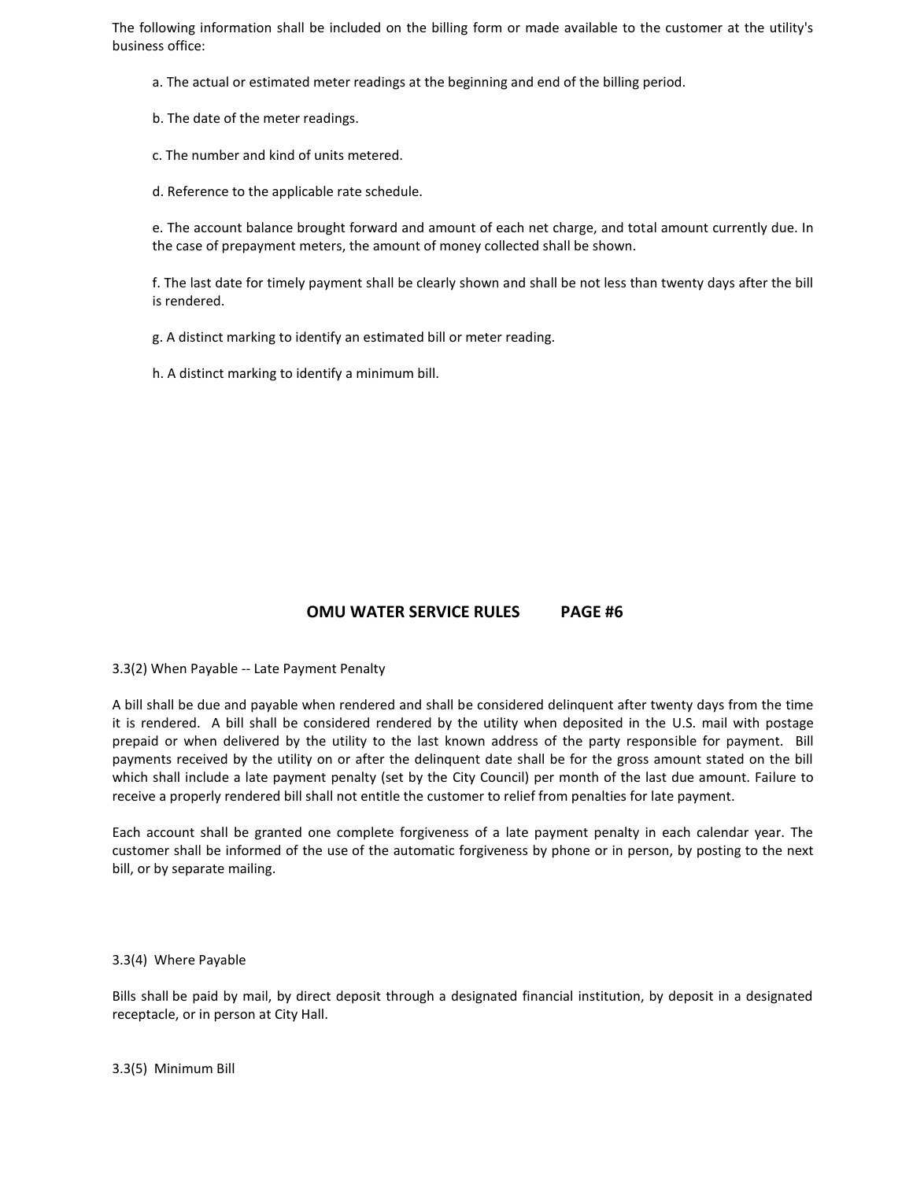The following information shall be included on the billing form or made available to the customer at the utility's business office:

a. The actual or estimated meter readings at the beginning and end of the billing period.

b. The date of the meter readings.

c. The number and kind of units metered.

d. Reference to the applicable rate schedule.

e. The account balance brought forward and amount of each net charge, and total amount currently due. In the case of prepayment meters, the amount of money collected shall be shown.

f. The last date for timely payment shall be clearly shown and shall be not less than twenty days after the bill is rendered.

g. A distinct marking to identify an estimated bill or meter reading.

h. A distinct marking to identify a minimum bill.

3.3(2) When Payable -- Late Payment Penalty

A bill shall be due and payable when rendered and shall be considered delinquent after twenty days from the time it is rendered. A bill shall be considered rendered by the utility when deposited in the U.S. mail with postage prepaid or when delivered by the utility to the last known address of the party responsible for payment. Bill payments received by the utility on or after the delinquent date shall be for the gross amount stated on the bill which shall include a late payment penalty (set by the City Council) per month of the last due amount. Failure to receive a properly rendered bill shall not entitle the customer to relief from penalties for late payment.

Each account shall be granted one complete forgiveness of a late payment penalty in each calendar year. The customer shall be informed of the use of the automatic forgiveness by phone or in person, by posting to the next bill, or by separate mailing.

3.3(4) Where Payable

Bills shall be paid by mail, by direct deposit through a designated financial institution, by deposit in a designated receptacle, or in person at City Hall.

3.3(5) Minimum Bill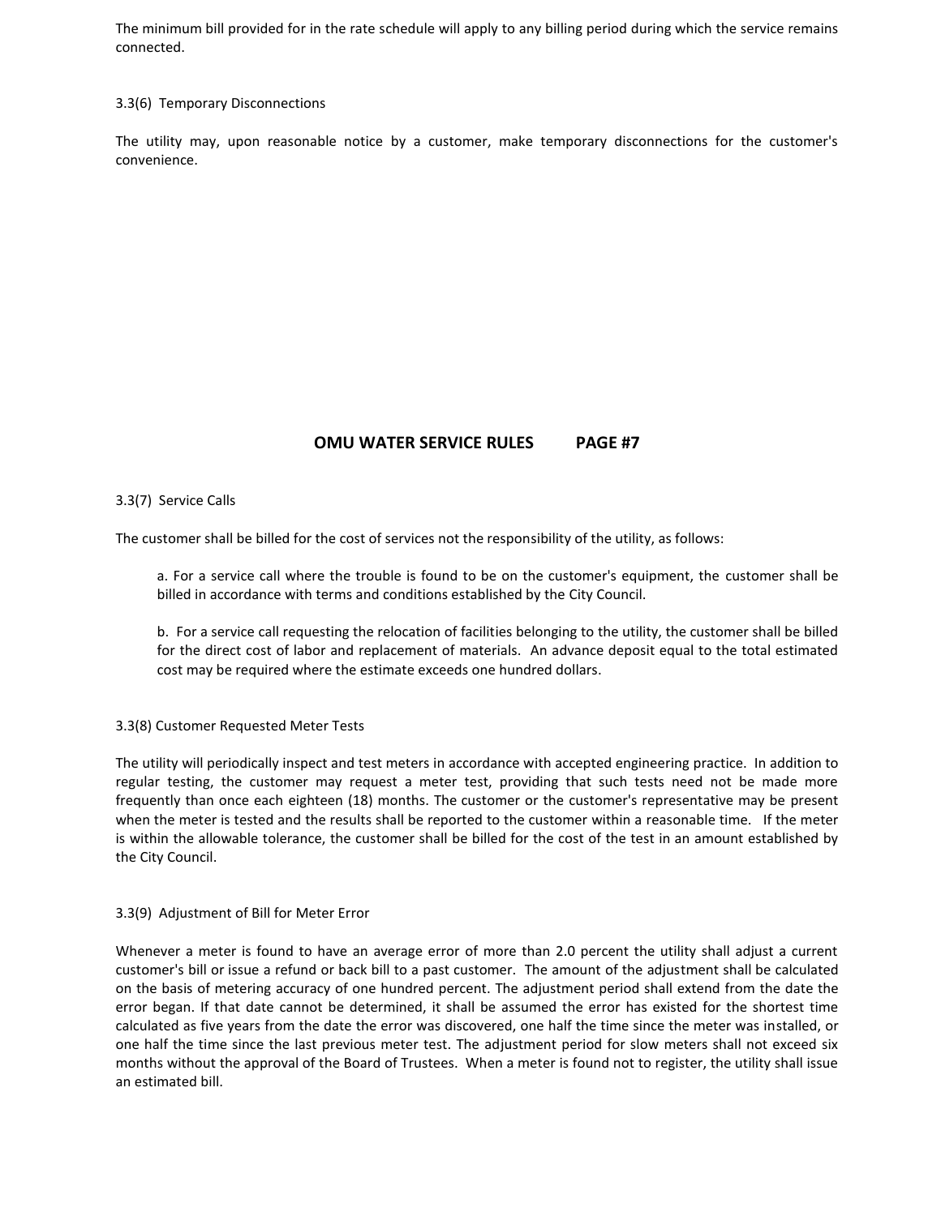The minimum bill provided for in the rate schedule will apply to any billing period during which the service remains connected.

3.3(6) Temporary Disconnections

The utility may, upon reasonable notice by a customer, make temporary disconnections for the customer's convenience.

3.3(7) Service Calls

The customer shall be billed for the cost of services not the responsibility of the utility, as follows:

a. For a service call where the trouble is found to be on the customer's equipment, the customer shall be billed in accordance with terms and conditions established by the City Council.

b. For a service call requesting the relocation of facilities belonging to the utility, the customer shall be billed for the direct cost of labor and replacement of materials. An advance deposit equal to the total estimated cost may be required where the estimate exceeds one hundred dollars.

3.3(8) Customer Requested Meter Tests

The utility will periodically inspect and test meters in accordance with accepted engineering practice. In addition to regular testing, the customer may request a meter test, providing that such tests need not be made more frequently than once each eighteen (18) months. The customer or the customer's representative may be present when the meter is tested and the results shall be reported to the customer within a reasonable time. If the meter is within the allowable tolerance, the customer shall be billed for the cost of the test in an amount established by the City Council.

3.3(9) Adjustment of Bill for Meter Error

Whenever a meter is found to have an average error of more than 2.0 percent the utility shall adjust a current customer's bill or issue a refund or back bill to a past customer. The amount of the adjustment shall be calculated on the basis of metering accuracy of one hundred percent. The adjustment period shall extend from the date the error began. If that date cannot be determined, it shall be assumed the error has existed for the shortest time calculated as five years from the date the error was discovered, one half the time since the meter was installed, or one half the time since the last previous meter test. The adjustment period for slow meters shall not exceed six months without the approval of the Board of Trustees. When a meter is found not to register, the utility shall issue an estimated bill.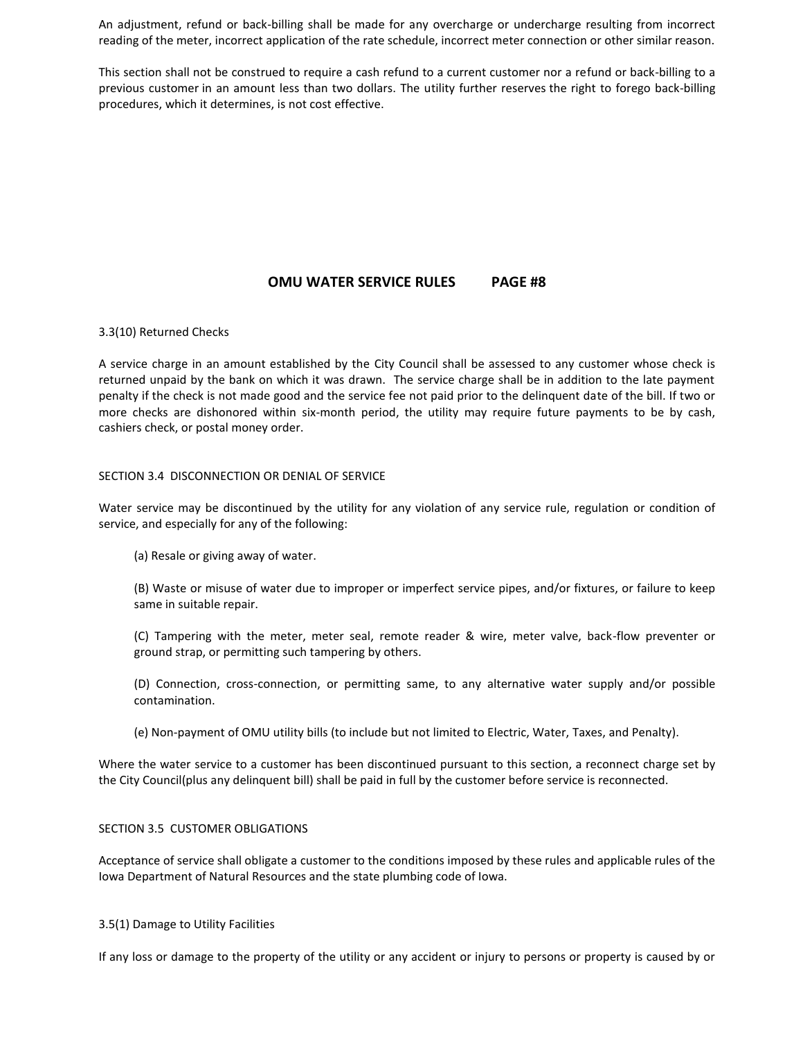An adjustment, refund or back-billing shall be made for any overcharge or undercharge resulting from incorrect reading of the meter, incorrect application of the rate schedule, incorrect meter connection or other similar reason.

This section shall not be construed to require a cash refund to a current customer nor a refund or back-billing to a previous customer in an amount less than two dollars. The utility further reserves the right to forego back-billing procedures, which it determines, is not cost effective.

3.3(10) Returned Checks

A service charge in an amount established by the City Council shall be assessed to any customer whose check is returned unpaid by the bank on which it was drawn. The service charge shall be in addition to the late payment penalty if the check is not made good and the service fee not paid prior to the delinquent date of the bill. If two or more checks are dishonored within six-month period, the utility may require future payments to be by cash, cashiers check, or postal money order.

SECTION 3.4 DISCONNECTION OR DENIAL OF SERVICE

Water service may be discontinued by the utility for any violation of any service rule, regulation or condition of service, and especially for any of the following:

(a) Resale or giving away of water.

(B) Waste or misuse of water due to improper or imperfect service pipes, and/or fixtures, or failure to keep same in suitable repair.

(C) Tampering with the meter, meter seal, remote reader & wire, meter valve, back-flow preventer or ground strap, or permitting such tampering by others.

(D) Connection, cross-connection, or permitting same, to any alternative water supply and/or possible contamination.

(e) Non-payment of OMU utility bills (to include but not limited to Electric, Water, Taxes, and Penalty).

Where the water service to a customer has been discontinued pursuant to this section, a reconnect charge set by the City Council(plus any delinquent bill) shall be paid in full by the customer before service is reconnected.

SECTION 3.5 CUSTOMER OBLIGATIONS

Acceptance of service shall obligate a customer to the conditions imposed by these rules and applicable rules of the Iowa Department of Natural Resources and the state plumbing code of Iowa.

3.5(1) Damage to Utility Facilities

If any loss or damage to the property of the utility or any accident or injury to persons or property is caused by or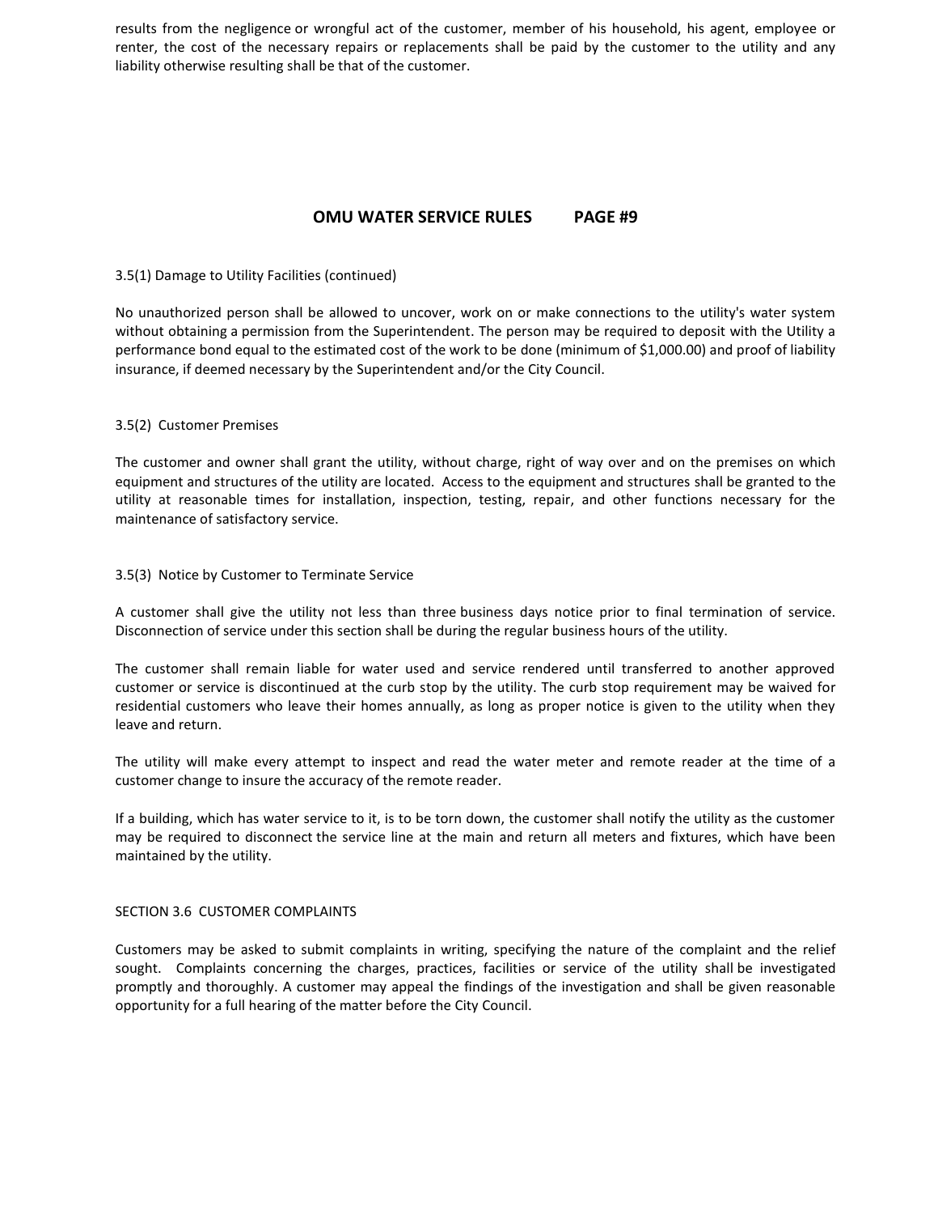results from the negligence or wrongful act of the customer, member of his household, his agent, employee or renter, the cost of the necessary repairs or replacements shall be paid by the customer to the utility and any liability otherwise resulting shall be that of the customer.

3.5(1) Damage to Utility Facilities (continued)

No unauthorized person shall be allowed to uncover, work on or make connections to the utility's water system without obtaining a permission from the Superintendent. The person may be required to deposit with the Utility a performance bond equal to the estimated cost of the work to be done (minimum of $1,000.00) and proof of liability insurance, if deemed necessary by the Superintendent and/or the City Council.

3.5(2) Customer Premises

The customer and owner shall grant the utility, without charge, right of way over and on the premises on which equipment and structures of the utility are located. Access to the equipment and structures shall be granted to the utility at reasonable times for installation, inspection, testing, repair, and other functions necessary for the maintenance of satisfactory service.

3.5(3) Notice by Customer to Terminate Service

A customer shall give the utility not less than three business days notice prior to final termination of service. Disconnection of service under this section shall be during the regular business hours of the utility.

The customer shall remain liable for water used and service rendered until transferred to another approved customer or service is discontinued at the curb stop by the utility. The curb stop requirement may be waived for residential customers who leave their homes annually, as long as proper notice is given to the utility when they leave and return.

The utility will make every attempt to inspect and read the water meter and remote reader at the time of a customer change to insure the accuracy of the remote reader.

If a building, which has water service to it, is to be torn down, the customer shall notify the utility as the customer may be required to disconnect the service line at the main and return all meters and fixtures, which have been maintained by the utility.

SECTION 3.6 CUSTOMER COMPLAINTS

Customers may be asked to submit complaints in writing, specifying the nature of the complaint and the relief sought. Complaints concerning the charges, practices, facilities or service of the utility shall be investigated promptly and thoroughly. A customer may appeal the findings of the investigation and shall be given reasonable opportunity for a full hearing of the matter before the City Council.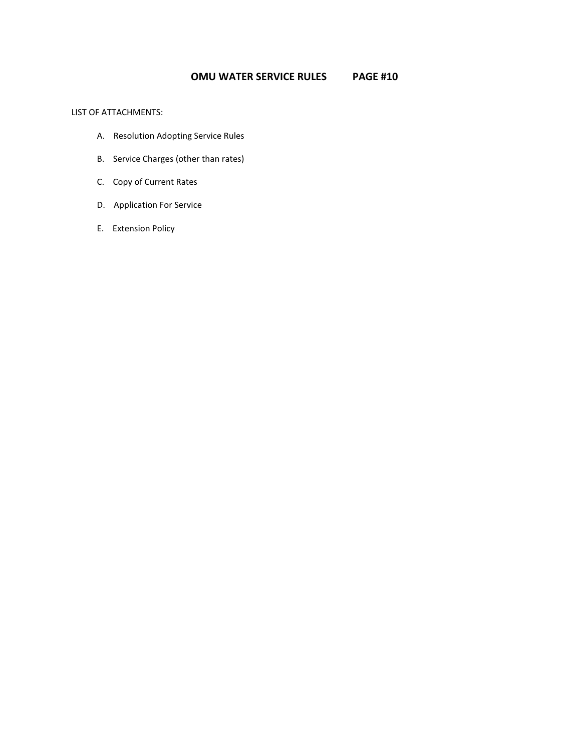LIST OF ATTACHMENTS:

A. Resolution Adopting Service Rules

B. Service Charges (other than rates)

C. Copy of Current Rates

D. Application For Service

E. Extension Policy